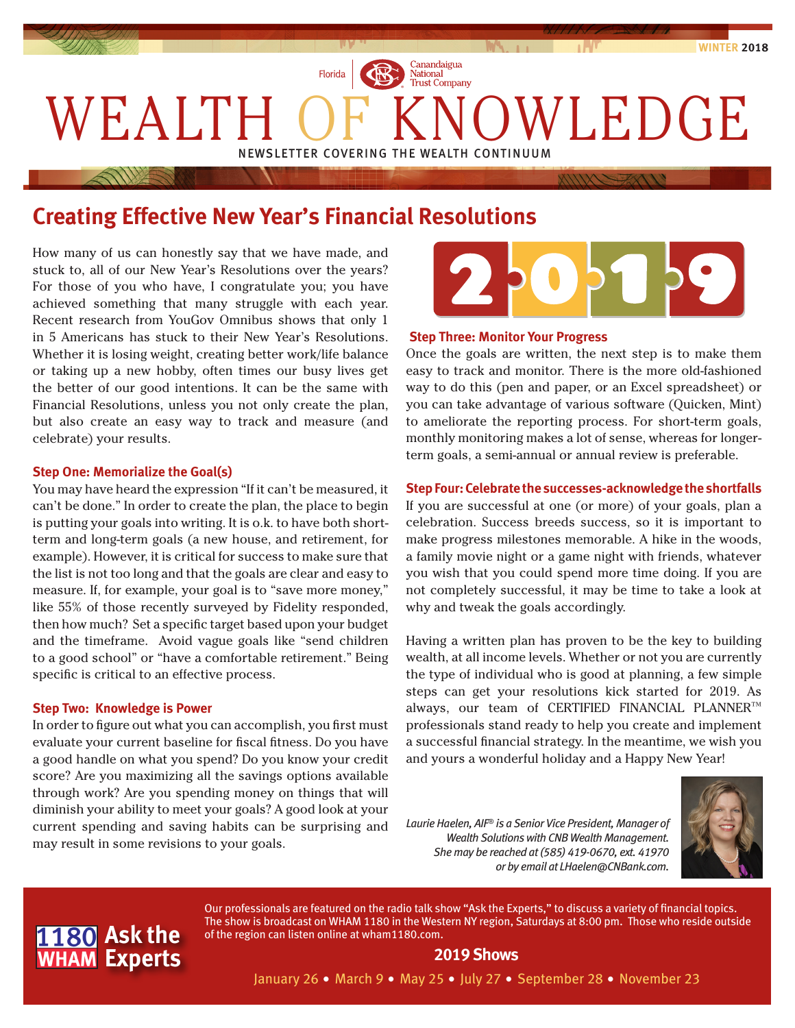WINTER 2018

Florida | Canandaigua National Trust Company

# WEALTH OF KNOWLEDGE

NEWSLETTER COVERING THE WEALTH CONTINUUM

## Creating Effective New Year's Financial Resolutions

How many of us can honestly say that we have made, and stuck to, all of our New Year's Resolutions over the years? For those of you who have, I congratulate you; you have achieved something that many struggle with each year. Recent research from YouGov Omnibus shows that only 1 in 5 Americans has stuck to their New Year's Resolutions. Whether it is losing weight, creating better work/life balance or taking up a new hobby, often times our busy lives get the better of our good intentions. It can be the same with Financial Resolutions, unless you not only create the plan, but also create an easy way to track and measure (and celebrate) your results.

### Step One: Memorialize the Goal(s)

You may have heard the expression "If it can't be measured, it can't be done." In order to create the plan, the place to begin is putting your goals into writing. It is o.k. to have both short-term and long-term goals (a new house, and retirement, for example). However, it is critical for success to make sure that the list is not too long and that the goals are clear and easy to measure. If, for example, your goal is to "save more money," like 55% of those recently surveyed by Fidelity responded, then how much? Set a specific target based upon your budget and the timeframe. Avoid vague goals like "send children to a good school" or "have a comfortable retirement." Being specific is critical to an effective process.

### Step Two: Knowledge is Power

In order to figure out what you can accomplish, you first must evaluate your current baseline for fiscal fitness. Do you have a good handle on what you spend? Do you know your credit score? Are you maximizing all the savings options available through work? Are you spending money on things that will diminish your ability to meet your goals? A good look at your current spending and saving habits can be surprising and may result in some revisions to your goals.

2019

### Step Three: Monitor Your Progress

Once the goals are written, the next step is to make them easy to track and monitor. There is the more old-fashioned way to do this (pen and paper, or an Excel spreadsheet) or you can take advantage of various software (Quicken, Mint) to ameliorate the reporting process. For short-term goals, monthly monitoring makes a lot of sense, whereas for longer-term goals, a semi-annual or annual review is preferable.

### Step Four: Celebrate the successes-acknowledge the shortfalls

If you are successful at one (or more) of your goals, plan a celebration. Success breeds success, so it is important to make progress milestones memorable. A hike in the woods, a family movie night or a game night with friends, whatever you wish that you could spend more time doing. If you are not completely successful, it may be time to take a look at why and tweak the goals accordingly.

Having a written plan has proven to be the key to building wealth, at all income levels. Whether or not you are currently the type of individual who is good at planning, a few simple steps can get your resolutions kick started for 2019. As always, our team of CERTIFIED FINANCIAL PLANNER™ professionals stand ready to help you create and implement a successful financial strategy. In the meantime, we wish you and yours a wonderful holiday and a Happy New Year!

*Laurie Haelen, AIF® is a Senior Vice President, Manager of Wealth Solutions with CNB Wealth Management. She may be reached at (585) 419-0670, ext. 41970 or by email at LHaelen@CNBank.com.*

**1180 WHAM Ask the Experts**

Our professionals are featured on the radio talk show "Ask the Experts," to discuss a variety of financial topics. The show is broadcast on WHAM 1180 in the Western NY region, Saturdays at 8:00 pm. Those who reside outside of the region can listen online at wham1180.com.

**2019 Shows**

January 26 • March 9 • May 25 • July 27 • September 28 • November 23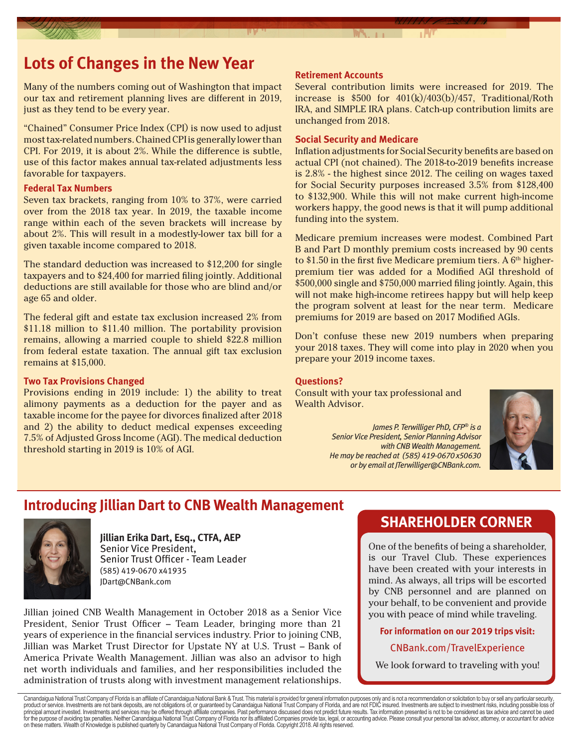# Lots of Changes in the New Year

Many of the numbers coming out of Washington that impact our tax and retirement planning lives are different in 2019, just as they tend to be every year.

"Chained" Consumer Price Index (CPI) is now used to adjust most tax-related numbers. Chained CPI is generally lower than CPI. For 2019, it is about 2%. While the difference is subtle, use of this factor makes annual tax-related adjustments less favorable for taxpayers.

### Federal Tax Numbers

Seven tax brackets, ranging from 10% to 37%, were carried over from the 2018 tax year. In 2019, the taxable income range within each of the seven brackets will increase by about 2%. This will result in a modestly-lower tax bill for a given taxable income compared to 2018.

The standard deduction was increased to $12,200 for single taxpayers and to $24,400 for married filing jointly. Additional deductions are still available for those who are blind and/or age 65 and older.

The federal gift and estate tax exclusion increased 2% from $11.18 million to $11.40 million. The portability provision remains, allowing a married couple to shield $22.8 million from federal estate taxation. The annual gift tax exclusion remains at $15,000.

### Two Tax Provisions Changed

Provisions ending in 2019 include: 1) the ability to treat alimony payments as a deduction for the payer and as taxable income for the payee for divorces finalized after 2018 and 2) the ability to deduct medical expenses exceeding 7.5% of Adjusted Gross Income (AGI). The medical deduction threshold starting in 2019 is 10% of AGI.

### Retirement Accounts

Several contribution limits were increased for 2019. The increase is $500 for 401(k)/403(b)/457, Traditional/Roth IRA, and SIMPLE IRA plans. Catch-up contribution limits are unchanged from 2018.

### Social Security and Medicare

Inflation adjustments for Social Security benefits are based on actual CPI (not chained). The 2018-to-2019 benefits increase is 2.8% - the highest since 2012. The ceiling on wages taxed for Social Security purposes increased 3.5% from $128,400 to $132,900. While this will not make current high-income workers happy, the good news is that it will pump additional funding into the system.

Medicare premium increases were modest. Combined Part B and Part D monthly premium costs increased by 90 cents to $1.50 in the first five Medicare premium tiers. A 6th higher-premium tier was added for a Modified AGI threshold of $500,000 single and $750,000 married filing jointly. Again, this will not make high-income retirees happy but will help keep the program solvent at least for the near term. Medicare premiums for 2019 are based on 2017 Modified AGIs.

Don't confuse these new 2019 numbers when preparing your 2018 taxes. They will come into play in 2020 when you prepare your 2019 income taxes.

### Questions?

Consult with your tax professional and Wealth Advisor.

*James P. Terwilliger PhD, CFP® is a Senior Vice President, Senior Planning Advisor with CNB Wealth Management. He may be reached at (585) 419-0670 x50630 or by email at JTerwilliger@CNBank.com.*

# Introducing Jillian Dart to CNB Wealth Management

**Jillian Erika Dart, Esq., CTFA, AEP**
Senior Vice President,
Senior Trust Officer - Team Leader
(585) 419-0670 x41935
JDart@CNBank.com

Jillian joined CNB Wealth Management in October 2018 as a Senior Vice President, Senior Trust Officer – Team Leader, bringing more than 21 years of experience in the financial services industry. Prior to joining CNB, Jillian was Market Trust Director for Upstate NY at U.S. Trust – Bank of America Private Wealth Management. Jillian was also an advisor to high net worth individuals and families, and her responsibilities included the administration of trusts along with investment management relationships.

## SHAREHOLDER CORNER

One of the benefits of being a shareholder, is our Travel Club. These experiences have been created with your interests in mind. As always, all trips will be escorted by CNB personnel and are planned on your behalf, to be convenient and provide you with peace of mind while traveling.

**For information on our 2019 trips visit:**

CNBank.com/TravelExperience

We look forward to traveling with you!

Canandaigua National Trust Company of Florida is an affiliate of Canandaigua National Bank & Trust. This material is provided for general information purposes only and is not a recommendation or solicitation to buy or sell any particular security, product or service. Investments are not bank deposits, are not obligations of, or guaranteed by Canandaigua National Trust Company of Florida, and are not FDIC insured. Investments are subject to investment risks, including possible loss of principal amount invested. Investments and services may be offered through affiliate companies. Past performance discussed does not predict future results. Tax information presented is not to be considered as tax advice and cannot be used for the purpose of avoiding tax penalties. Neither Canandaigua National Trust Company of Florida nor its affiliated Companies provide tax, legal, or accounting advice. Please consult your personal tax advisor, attorney, or accountant for advice on these matters. Wealth of Knowledge is published quarterly by Canandaigua National Trust Company of Florida. Copyright 2018. All rights reserved.